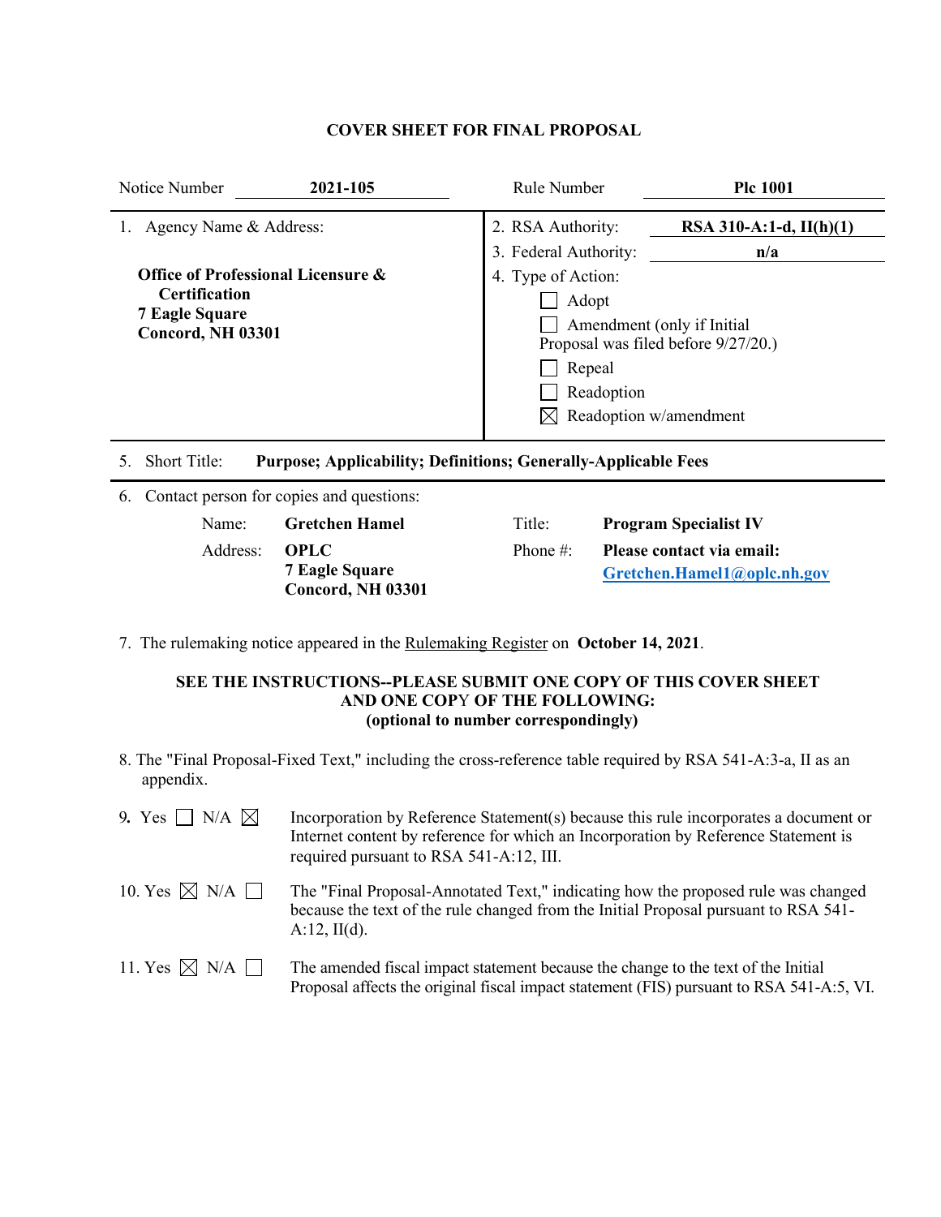# COVER SHEET FOR FINAL PROPOSAL

| Notice Number | **2021-105** | Rule Number | **Plc 1001** |
|---|---|---|---|

1. Agency Name & Address:

   **Office of Professional Licensure & Certification**
   **7 Eagle Square**
   **Concord, NH 03301**

2. RSA Authority: **RSA 310-A:1-d, II(h)(1)**

3. Federal Authority: **n/a**

4. Type of Action:
   - ☐ Adopt
   - ☐ Amendment (only if Initial Proposal was filed before 9/27/20.)
   - ☐ Repeal
   - ☐ Readoption
   - ☒ Readoption w/amendment

5. Short Title: **Purpose; Applicability; Definitions; Generally-Applicable Fees**

6. Contact person for copies and questions:

   | | | | |
   |---|---|---|---|
   | Name: | **Gretchen Hamel** | Title: | **Program Specialist IV** |
   | Address: | **OPLC**<br>**7 Eagle Square**<br>**Concord, NH 03301** | Phone #: | **Please contact via email:**<br>**Gretchen.Hamel1@oplc.nh.gov** |

7. The rulemaking notice appeared in the Rulemaking Register on **October 14, 2021**.

**SEE THE INSTRUCTIONS--PLEASE SUBMIT ONE COPY OF THIS COVER SHEET AND ONE COPY OF THE FOLLOWING:**
**(optional to number correspondingly)**

8. The "Final Proposal-Fixed Text," including the cross-reference table required by RSA 541-A:3-a, II as an appendix.

9. Yes ☐ N/A ☒ Incorporation by Reference Statement(s) because this rule incorporates a document or Internet content by reference for which an Incorporation by Reference Statement is required pursuant to RSA 541-A:12, III.

10. Yes ☒ N/A ☐ The "Final Proposal-Annotated Text," indicating how the proposed rule was changed because the text of the rule changed from the Initial Proposal pursuant to RSA 541-A:12, II(d).

11. Yes ☒ N/A ☐ The amended fiscal impact statement because the change to the text of the Initial Proposal affects the original fiscal impact statement (FIS) pursuant to RSA 541-A:5, VI.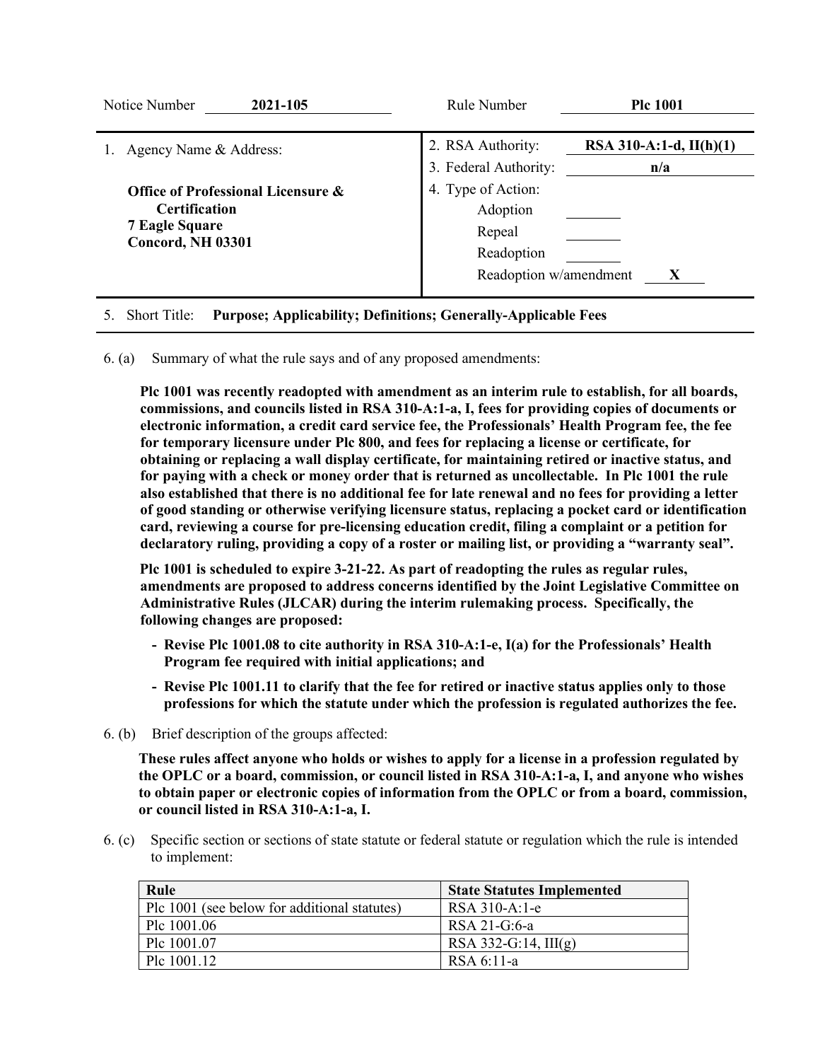| Notice Number | **2021-105** | Rule Number | **Plc 1001** |
|---|---|---|---|

| 1. Agency Name & Address: | 2. RSA Authority: **RSA 310-A:1-d, II(h)(1)** |
|---|---|
| **Office of Professional Licensure & Certification** | 3. Federal Authority: **n/a** |
| **7 Eagle Square** | 4. Type of Action: |
| **Concord, NH 03301** | Adoption ____ |
| | Repeal ____ |
| | Readoption ____ |
| | Readoption w/amendment **X** |

5. Short Title: **Purpose; Applicability; Definitions; Generally-Applicable Fees**

6. (a) Summary of what the rule says and of any proposed amendments:

**Plc 1001 was recently readopted with amendment as an interim rule to establish, for all boards, commissions, and councils listed in RSA 310-A:1-a, I, fees for providing copies of documents or electronic information, a credit card service fee, the Professionals' Health Program fee, the fee for temporary licensure under Plc 800, and fees for replacing a license or certificate, for obtaining or replacing a wall display certificate, for maintaining retired or inactive status, and for paying with a check or money order that is returned as uncollectable. In Plc 1001 the rule also established that there is no additional fee for late renewal and no fees for providing a letter of good standing or otherwise verifying licensure status, replacing a pocket card or identification card, reviewing a course for pre-licensing education credit, filing a complaint or a petition for declaratory ruling, providing a copy of a roster or mailing list, or providing a "warranty seal".**

**Plc 1001 is scheduled to expire 3-21-22. As part of readopting the rules as regular rules, amendments are proposed to address concerns identified by the Joint Legislative Committee on Administrative Rules (JLCAR) during the interim rulemaking process. Specifically, the following changes are proposed:**

- **Revise Plc 1001.08 to cite authority in RSA 310-A:1-e, I(a) for the Professionals' Health Program fee required with initial applications; and**
- **Revise Plc 1001.11 to clarify that the fee for retired or inactive status applies only to those professions for which the statute under which the profession is regulated authorizes the fee.**

6. (b) Brief description of the groups affected:

**These rules affect anyone who holds or wishes to apply for a license in a profession regulated by the OPLC or a board, commission, or council listed in RSA 310-A:1-a, I, and anyone who wishes to obtain paper or electronic copies of information from the OPLC or from a board, commission, or council listed in RSA 310-A:1-a, I.**

6. (c) Specific section or sections of state statute or federal statute or regulation which the rule is intended to implement:

| Rule | State Statutes Implemented |
|---|---|
| Plc 1001 (see below for additional statutes) | RSA 310-A:1-e |
| Plc 1001.06 | RSA 21-G:6-a |
| Plc 1001.07 | RSA 332-G:14, III(g) |
| Plc 1001.12 | RSA 6:11-a |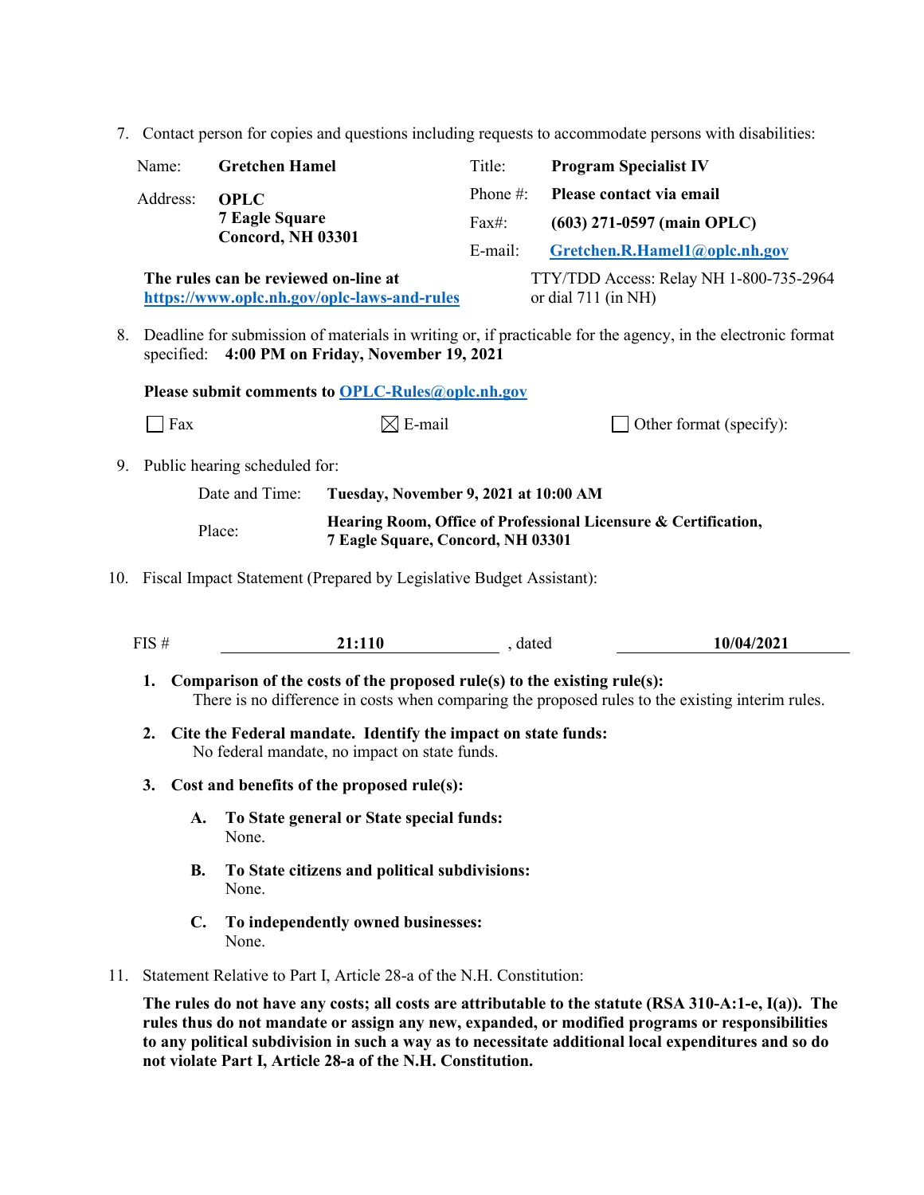7. Contact person for copies and questions including requests to accommodate persons with disabilities:

| | | | |
|---|---|---|---|
| Name: | **Gretchen Hamel** | Title: | **Program Specialist IV** |
| Address: | **OPLC**<br>**7 Eagle Square**<br>**Concord, NH 03301** | Phone #: | **Please contact via email** |
| | | Fax#: | **(603) 271-0597 (main OPLC)** |
| | | E-mail: | **Gretchen.R.Hamel1@oplc.nh.gov** |

**The rules can be reviewed on-line at https://www.oplc.nh.gov/oplc-laws-and-rules**

TTY/TDD Access: Relay NH 1-800-735-2964 or dial 711 (in NH)

8. Deadline for submission of materials in writing or, if practicable for the agency, in the electronic format specified: **4:00 PM on Friday, November 19, 2021**

   **Please submit comments to OPLC-Rules@oplc.nh.gov**

   ☐ Fax ☒ E-mail ☐ Other format (specify):

9. Public hearing scheduled for:

   Date and Time: **Tuesday, November 9, 2021 at 10:00 AM**

   Place: **Hearing Room, Office of Professional Licensure & Certification, 7 Eagle Square, Concord, NH 03301**

10. Fiscal Impact Statement (Prepared by Legislative Budget Assistant):

    FIS # **21:110** , dated **10/04/2021**

    1. **Comparison of the costs of the proposed rule(s) to the existing rule(s):**
       There is no difference in costs when comparing the proposed rules to the existing interim rules.

    2. **Cite the Federal mandate. Identify the impact on state funds:**
       No federal mandate, no impact on state funds.

    3. **Cost and benefits of the proposed rule(s):**

       A. **To State general or State special funds:**
          None.

       B. **To State citizens and political subdivisions:**
          None.

       C. **To independently owned businesses:**
          None.

11. Statement Relative to Part I, Article 28-a of the N.H. Constitution:

    **The rules do not have any costs; all costs are attributable to the statute (RSA 310-A:1-e, I(a)). The rules thus do not mandate or assign any new, expanded, or modified programs or responsibilities to any political subdivision in such a way as to necessitate additional local expenditures and so do not violate Part I, Article 28-a of the N.H. Constitution.**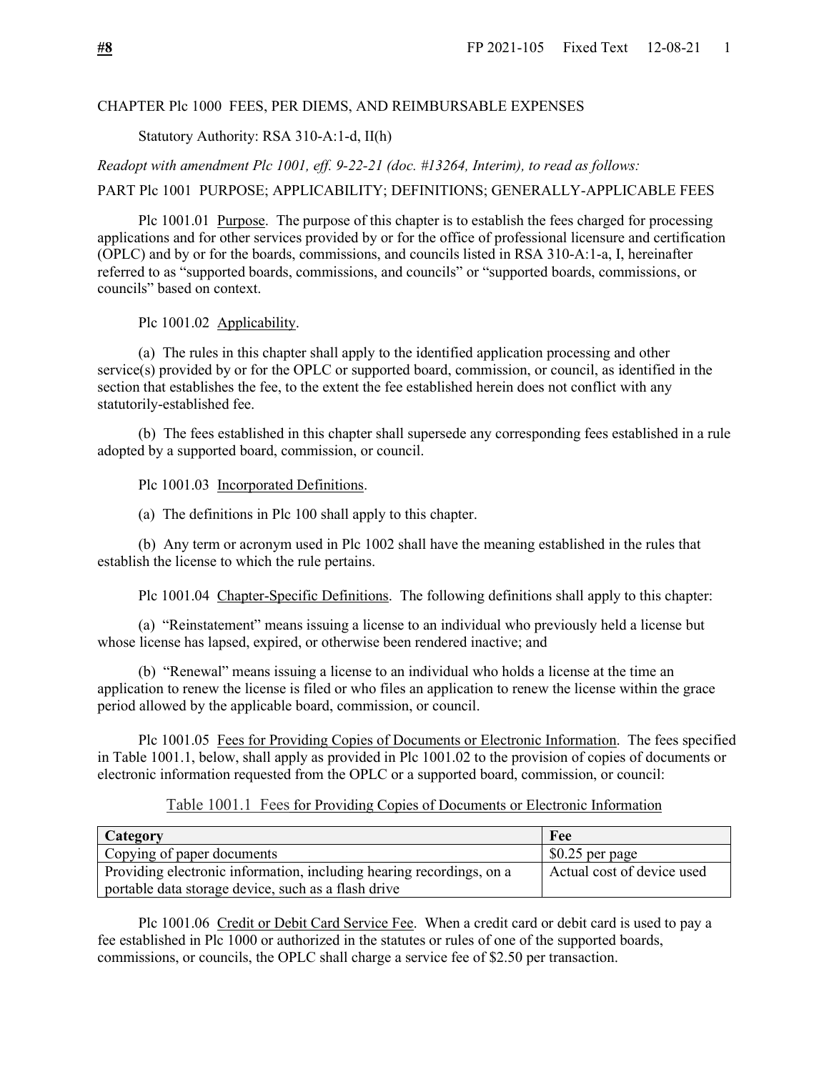CHAPTER Plc 1000 FEES, PER DIEMS, AND REIMBURSABLE EXPENSES

Statutory Authority: RSA 310-A:1-d, II(h)

*Readopt with amendment Plc 1001, eff. 9-22-21 (doc. #13264, Interim), to read as follows:*

PART Plc 1001 PURPOSE; APPLICABILITY; DEFINITIONS; GENERALLY-APPLICABLE FEES

Plc 1001.01 Purpose. The purpose of this chapter is to establish the fees charged for processing applications and for other services provided by or for the office of professional licensure and certification (OPLC) and by or for the boards, commissions, and councils listed in RSA 310-A:1-a, I, hereinafter referred to as "supported boards, commissions, and councils" or "supported boards, commissions, or councils" based on context.

Plc 1001.02 Applicability.

(a) The rules in this chapter shall apply to the identified application processing and other service(s) provided by or for the OPLC or supported board, commission, or council, as identified in the section that establishes the fee, to the extent the fee established herein does not conflict with any statutorily-established fee.

(b) The fees established in this chapter shall supersede any corresponding fees established in a rule adopted by a supported board, commission, or council.

Plc 1001.03 Incorporated Definitions.

(a) The definitions in Plc 100 shall apply to this chapter.

(b) Any term or acronym used in Plc 1002 shall have the meaning established in the rules that establish the license to which the rule pertains.

Plc 1001.04 Chapter-Specific Definitions. The following definitions shall apply to this chapter:

(a) "Reinstatement" means issuing a license to an individual who previously held a license but whose license has lapsed, expired, or otherwise been rendered inactive; and

(b) "Renewal" means issuing a license to an individual who holds a license at the time an application to renew the license is filed or who files an application to renew the license within the grace period allowed by the applicable board, commission, or council.

Plc 1001.05 Fees for Providing Copies of Documents or Electronic Information. The fees specified in Table 1001.1, below, shall apply as provided in Plc 1001.02 to the provision of copies of documents or electronic information requested from the OPLC or a supported board, commission, or council:

Table 1001.1 Fees for Providing Copies of Documents or Electronic Information

| Category | Fee |
|---|---|
| Copying of paper documents | $0.25 per page |
| Providing electronic information, including hearing recordings, on a portable data storage device, such as a flash drive | Actual cost of device used |

Plc 1001.06 Credit or Debit Card Service Fee. When a credit card or debit card is used to pay a fee established in Plc 1000 or authorized in the statutes or rules of one of the supported boards, commissions, or councils, the OPLC shall charge a service fee of $2.50 per transaction.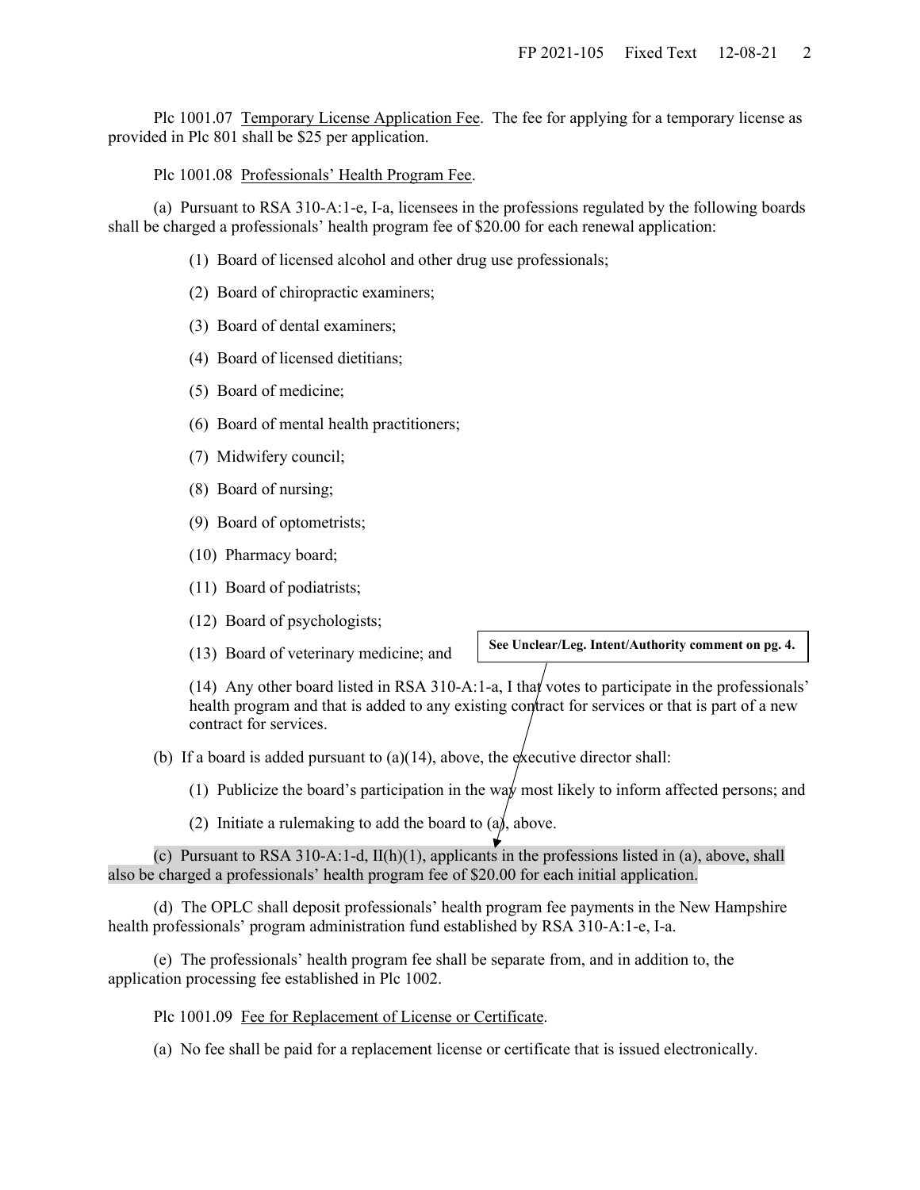Plc 1001.07 Temporary License Application Fee. The fee for applying for a temporary license as provided in Plc 801 shall be $25 per application.

Plc 1001.08 Professionals' Health Program Fee.

(a) Pursuant to RSA 310-A:1-e, I-a, licensees in the professions regulated by the following boards shall be charged a professionals' health program fee of $20.00 for each renewal application:

(1) Board of licensed alcohol and other drug use professionals;

(2) Board of chiropractic examiners;

(3) Board of dental examiners;

(4) Board of licensed dietitians;

(5) Board of medicine;

(6) Board of mental health practitioners;

(7) Midwifery council;

(8) Board of nursing;

(9) Board of optometrists;

(10) Pharmacy board;

(11) Board of podiatrists;

(12) Board of psychologists;

(13) Board of veterinary medicine; and

**See Unclear/Leg. Intent/Authority comment on pg. 4.**

(14) Any other board listed in RSA 310-A:1-a, I that votes to participate in the professionals' health program and that is added to any existing contract for services or that is part of a new contract for services.

(b) If a board is added pursuant to (a)(14), above, the executive director shall:

(1) Publicize the board's participation in the way most likely to inform affected persons; and

(2) Initiate a rulemaking to add the board to (a), above.

(c) Pursuant to RSA 310-A:1-d, II(h)(1), applicants in the professions listed in (a), above, shall also be charged a professionals' health program fee of $20.00 for each initial application.

(d) The OPLC shall deposit professionals' health program fee payments in the New Hampshire health professionals' program administration fund established by RSA 310-A:1-e, I-a.

(e) The professionals' health program fee shall be separate from, and in addition to, the application processing fee established in Plc 1002.

Plc 1001.09 Fee for Replacement of License or Certificate.

(a) No fee shall be paid for a replacement license or certificate that is issued electronically.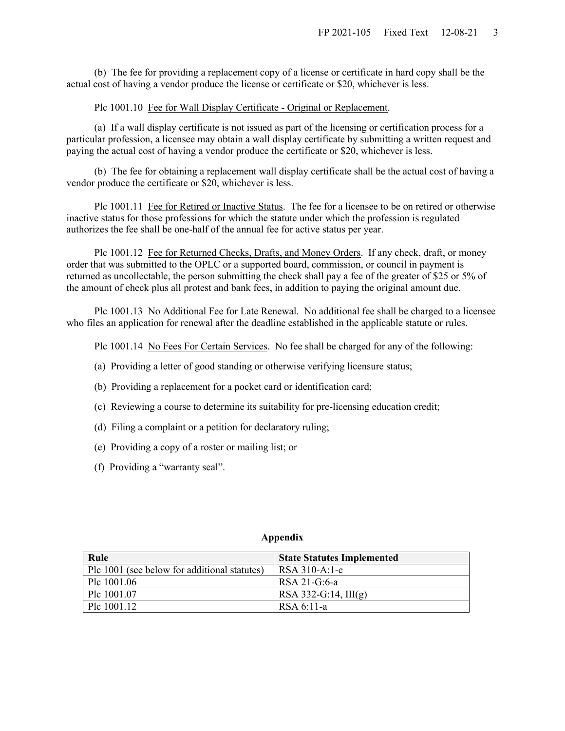(b) The fee for providing a replacement copy of a license or certificate in hard copy shall be the actual cost of having a vendor produce the license or certificate or $20, whichever is less.

Plc 1001.10 Fee for Wall Display Certificate - Original or Replacement.

(a) If a wall display certificate is not issued as part of the licensing or certification process for a particular profession, a licensee may obtain a wall display certificate by submitting a written request and paying the actual cost of having a vendor produce the certificate or $20, whichever is less.

(b) The fee for obtaining a replacement wall display certificate shall be the actual cost of having a vendor produce the certificate or $20, whichever is less.

Plc 1001.11 Fee for Retired or Inactive Status. The fee for a licensee to be on retired or otherwise inactive status for those professions for which the statute under which the profession is regulated authorizes the fee shall be one-half of the annual fee for active status per year.

Plc 1001.12 Fee for Returned Checks, Drafts, and Money Orders. If any check, draft, or money order that was submitted to the OPLC or a supported board, commission, or council in payment is returned as uncollectable, the person submitting the check shall pay a fee of the greater of $25 or 5% of the amount of check plus all protest and bank fees, in addition to paying the original amount due.

Plc 1001.13 No Additional Fee for Late Renewal. No additional fee shall be charged to a licensee who files an application for renewal after the deadline established in the applicable statute or rules.

Plc 1001.14 No Fees For Certain Services. No fee shall be charged for any of the following:

(a) Providing a letter of good standing or otherwise verifying licensure status;

(b) Providing a replacement for a pocket card or identification card;

(c) Reviewing a course to determine its suitability for pre-licensing education credit;

(d) Filing a complaint or a petition for declaratory ruling;

(e) Providing a copy of a roster or mailing list; or

(f) Providing a "warranty seal".

**Appendix**

| Rule | State Statutes Implemented |
|---|---|
| Plc 1001 (see below for additional statutes) | RSA 310-A:1-e |
| Plc 1001.06 | RSA 21-G:6-a |
| Plc 1001.07 | RSA 332-G:14, III(g) |
| Plc 1001.12 | RSA 6:11-a |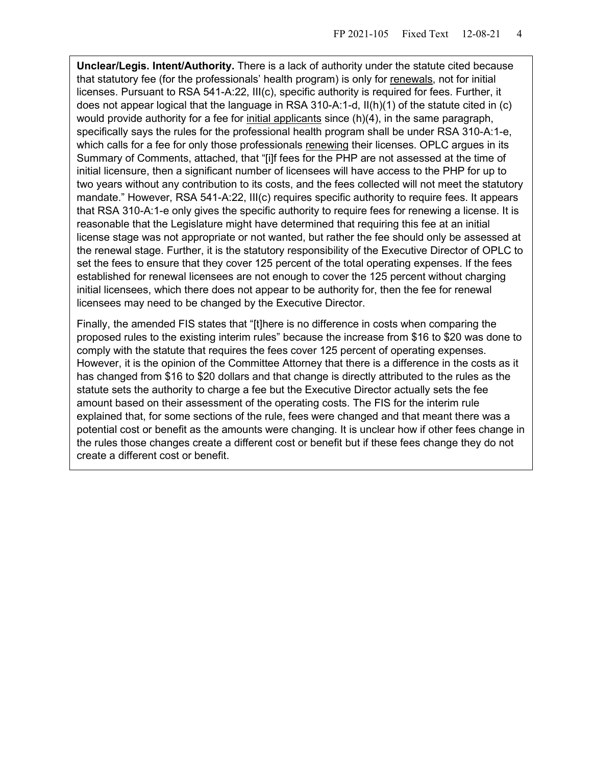**Unclear/Legis. Intent/Authority.** There is a lack of authority under the statute cited because that statutory fee (for the professionals' health program) is only for renewals, not for initial licenses. Pursuant to RSA 541-A:22, III(c), specific authority is required for fees. Further, it does not appear logical that the language in RSA 310-A:1-d, II(h)(1) of the statute cited in (c) would provide authority for a fee for initial applicants since (h)(4), in the same paragraph, specifically says the rules for the professional health program shall be under RSA 310-A:1-e, which calls for a fee for only those professionals renewing their licenses. OPLC argues in its Summary of Comments, attached, that "[i]f fees for the PHP are not assessed at the time of initial licensure, then a significant number of licensees will have access to the PHP for up to two years without any contribution to its costs, and the fees collected will not meet the statutory mandate." However, RSA 541-A:22, III(c) requires specific authority to require fees. It appears that RSA 310-A:1-e only gives the specific authority to require fees for renewing a license. It is reasonable that the Legislature might have determined that requiring this fee at an initial license stage was not appropriate or not wanted, but rather the fee should only be assessed at the renewal stage. Further, it is the statutory responsibility of the Executive Director of OPLC to set the fees to ensure that they cover 125 percent of the total operating expenses. If the fees established for renewal licensees are not enough to cover the 125 percent without charging initial licensees, which there does not appear to be authority for, then the fee for renewal licensees may need to be changed by the Executive Director.

Finally, the amended FIS states that "[t]here is no difference in costs when comparing the proposed rules to the existing interim rules" because the increase from $16 to $20 was done to comply with the statute that requires the fees cover 125 percent of operating expenses. However, it is the opinion of the Committee Attorney that there is a difference in the costs as it has changed from $16 to $20 dollars and that change is directly attributed to the rules as the statute sets the authority to charge a fee but the Executive Director actually sets the fee amount based on their assessment of the operating costs. The FIS for the interim rule explained that, for some sections of the rule, fees were changed and that meant there was a potential cost or benefit as the amounts were changing. It is unclear how if other fees change in the rules those changes create a different cost or benefit but if these fees change they do not create a different cost or benefit.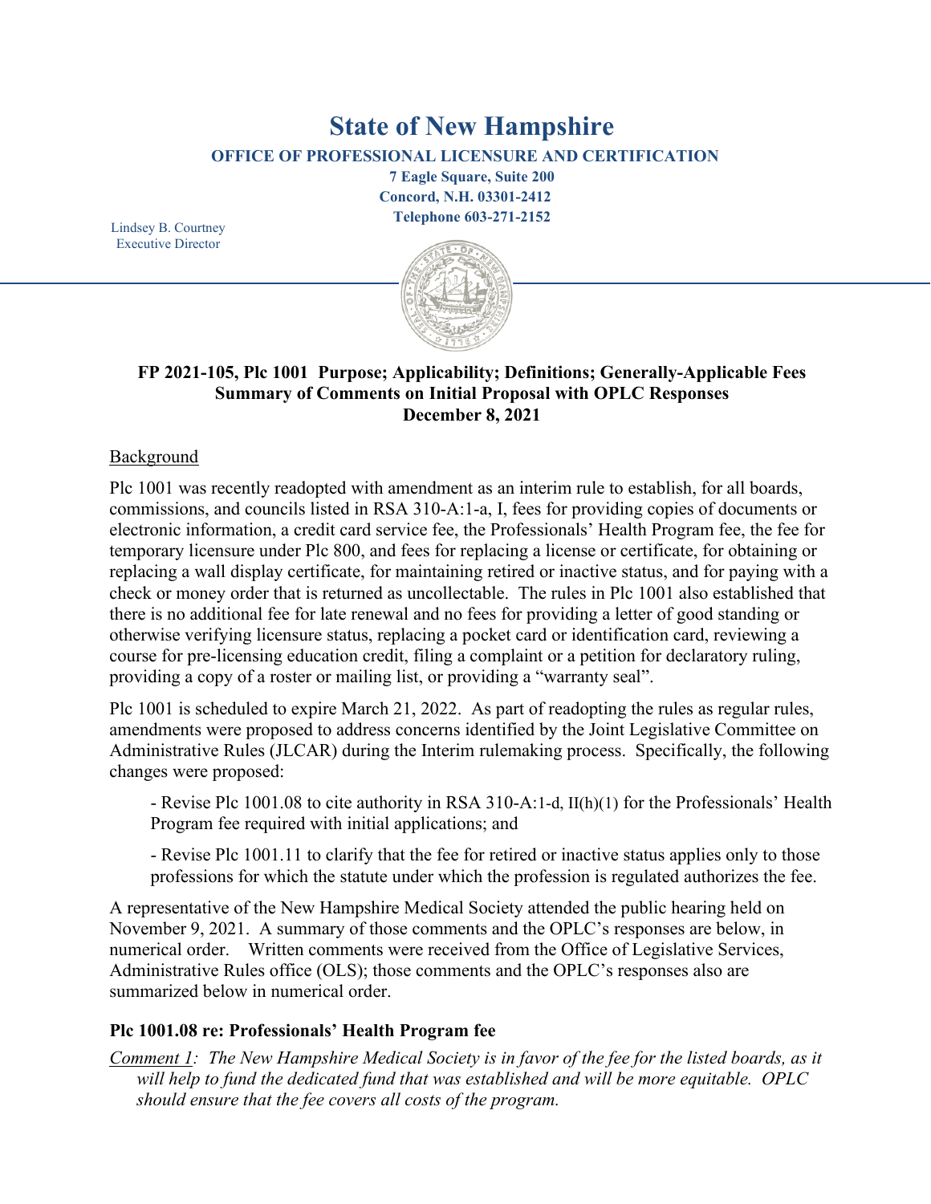# State of New Hampshire

**OFFICE OF PROFESSIONAL LICENSURE AND CERTIFICATION**

**7 Eagle Square, Suite 200**
**Concord, N.H. 03301-2412**
**Telephone 603-271-2152**

Lindsey B. Courtney
Executive Director

**FP 2021-105, Plc 1001 Purpose; Applicability; Definitions; Generally-Applicable Fees**
**Summary of Comments on Initial Proposal with OPLC Responses**
**December 8, 2021**

Background

Plc 1001 was recently readopted with amendment as an interim rule to establish, for all boards, commissions, and councils listed in RSA 310-A:1-a, I, fees for providing copies of documents or electronic information, a credit card service fee, the Professionals' Health Program fee, the fee for temporary licensure under Plc 800, and fees for replacing a license or certificate, for obtaining or replacing a wall display certificate, for maintaining retired or inactive status, and for paying with a check or money order that is returned as uncollectable. The rules in Plc 1001 also established that there is no additional fee for late renewal and no fees for providing a letter of good standing or otherwise verifying licensure status, replacing a pocket card or identification card, reviewing a course for pre-licensing education credit, filing a complaint or a petition for declaratory ruling, providing a copy of a roster or mailing list, or providing a "warranty seal".

Plc 1001 is scheduled to expire March 21, 2022. As part of readopting the rules as regular rules, amendments were proposed to address concerns identified by the Joint Legislative Committee on Administrative Rules (JLCAR) during the Interim rulemaking process. Specifically, the following changes were proposed:

- Revise Plc 1001.08 to cite authority in RSA 310-A:1-d, II(h)(1) for the Professionals' Health Program fee required with initial applications; and

- Revise Plc 1001.11 to clarify that the fee for retired or inactive status applies only to those professions for which the statute under which the profession is regulated authorizes the fee.

A representative of the New Hampshire Medical Society attended the public hearing held on November 9, 2021. A summary of those comments and the OPLC's responses are below, in numerical order. Written comments were received from the Office of Legislative Services, Administrative Rules office (OLS); those comments and the OPLC's responses also are summarized below in numerical order.

### Plc 1001.08 re: Professionals' Health Program fee

Comment 1: *The New Hampshire Medical Society is in favor of the fee for the listed boards, as it will help to fund the dedicated fund that was established and will be more equitable. OPLC should ensure that the fee covers all costs of the program.*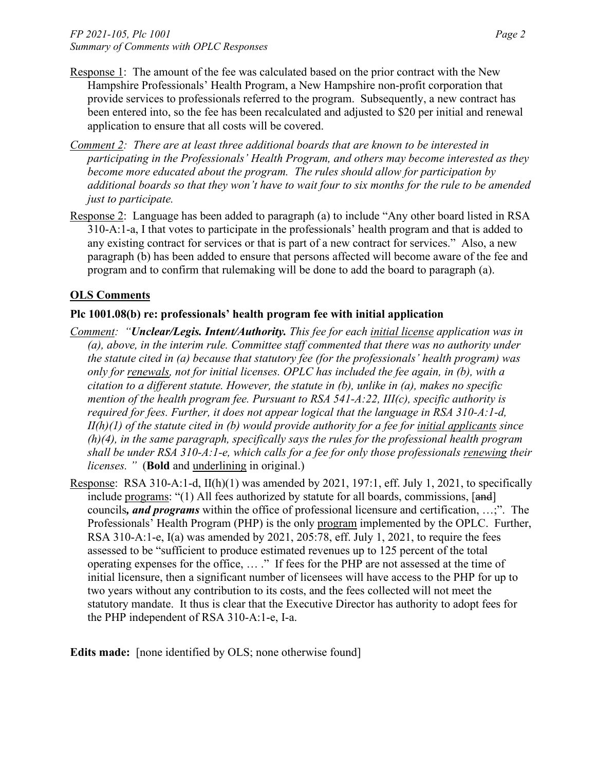Response 1: The amount of the fee was calculated based on the prior contract with the New Hampshire Professionals' Health Program, a New Hampshire non-profit corporation that provide services to professionals referred to the program. Subsequently, a new contract has been entered into, so the fee has been recalculated and adjusted to $20 per initial and renewal application to ensure that all costs will be covered.

*Comment 2: There are at least three additional boards that are known to be interested in participating in the Professionals' Health Program, and others may become interested as they become more educated about the program. The rules should allow for participation by additional boards so that they won't have to wait four to six months for the rule to be amended just to participate.*

Response 2: Language has been added to paragraph (a) to include "Any other board listed in RSA 310-A:1-a, I that votes to participate in the professionals' health program and that is added to any existing contract for services or that is part of a new contract for services." Also, a new paragraph (b) has been added to ensure that persons affected will become aware of the fee and program and to confirm that rulemaking will be done to add the board to paragraph (a).

## OLS Comments

### Plc 1001.08(b) re: professionals' health program fee with initial application

*Comment: "**Unclear/Legis. Intent/Authority.** This fee for each initial license application was in (a), above, in the interim rule. Committee staff commented that there was no authority under the statute cited in (a) because that statutory fee (for the professionals' health program) was only for renewals, not for initial licenses. OPLC has included the fee again, in (b), with a citation to a different statute. However, the statute in (b), unlike in (a), makes no specific mention of the health program fee. Pursuant to RSA 541-A:22, III(c), specific authority is required for fees. Further, it does not appear logical that the language in RSA 310-A:1-d, II(h)(1) of the statute cited in (b) would provide authority for a fee for initial applicants since (h)(4), in the same paragraph, specifically says the rules for the professional health program shall be under RSA 310-A:1-e, which calls for a fee for only those professionals renewing their licenses. "* (**Bold** and underlining in original.)

Response: RSA 310-A:1-d, II(h)(1) was amended by 2021, 197:1, eff. July 1, 2021, to specifically include programs: "(1) All fees authorized by statute for all boards, commissions, [~~and~~] councils***, and programs*** within the office of professional licensure and certification, …;". The Professionals' Health Program (PHP) is the only program implemented by the OPLC. Further, RSA 310-A:1-e, I(a) was amended by 2021, 205:78, eff. July 1, 2021, to require the fees assessed to be "sufficient to produce estimated revenues up to 125 percent of the total operating expenses for the office, … ." If fees for the PHP are not assessed at the time of initial licensure, then a significant number of licensees will have access to the PHP for up to two years without any contribution to its costs, and the fees collected will not meet the statutory mandate. It thus is clear that the Executive Director has authority to adopt fees for the PHP independent of RSA 310-A:1-e, I-a.

**Edits made:** [none identified by OLS; none otherwise found]